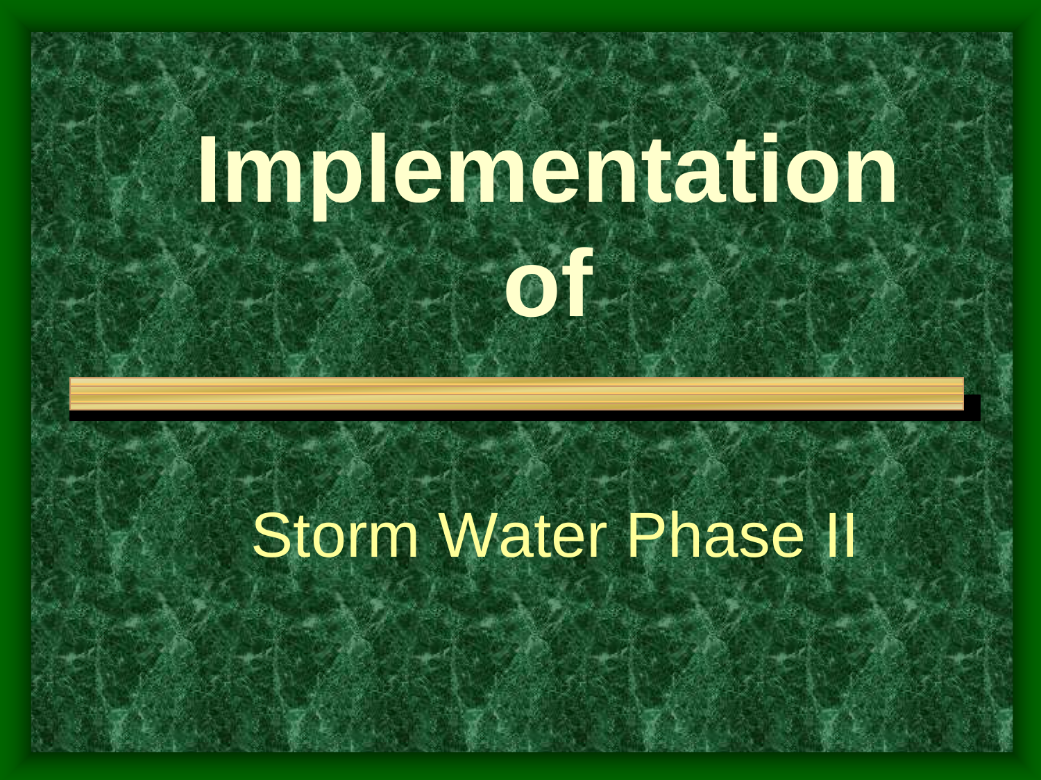# Implementation of

## Storm Water Phase II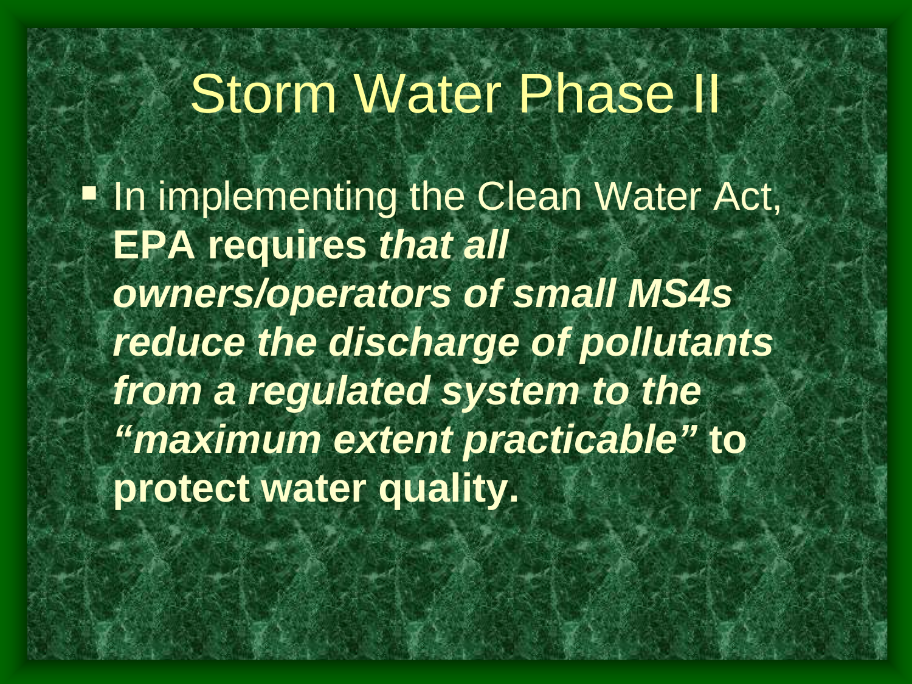# Storm Water Phase II

- In implementing the Clean Water Act, **EPA requires *that all owners/operators of small MS4s reduce the discharge of pollutants from a regulated system to the "maximum extent practicable"* to protect water quality.**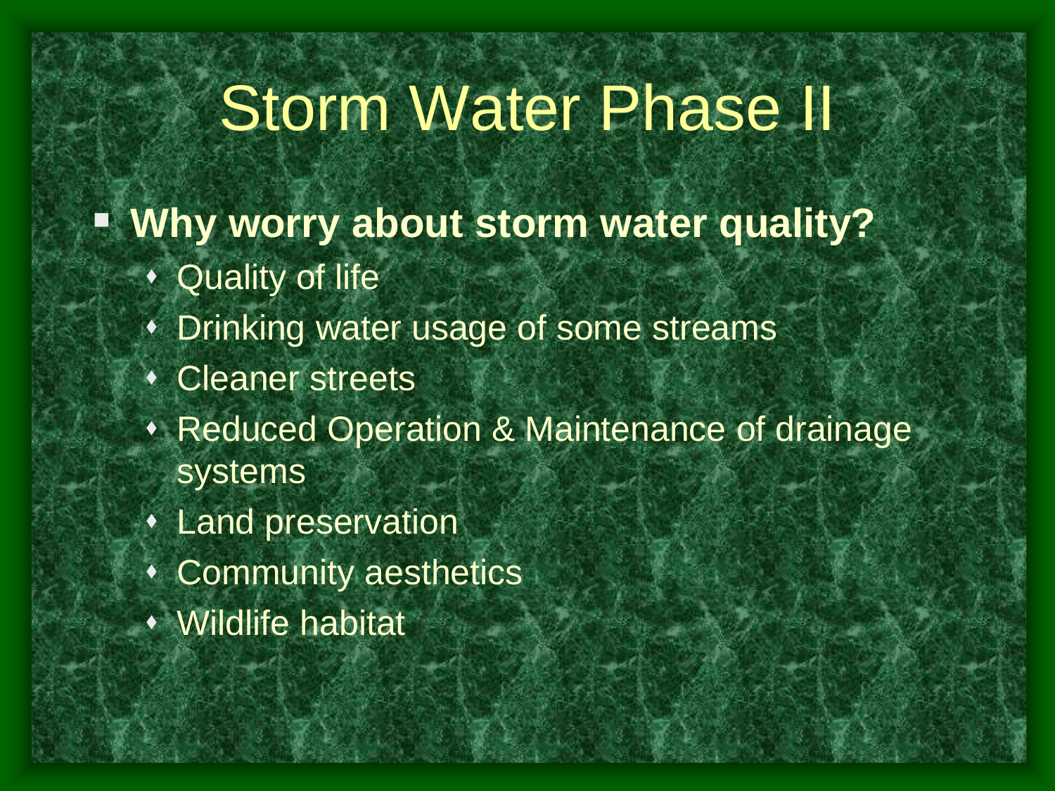# Storm Water Phase II

- **Why worry about storm water quality?**
  - Quality of life
  - Drinking water usage of some streams
  - Cleaner streets
  - Reduced Operation & Maintenance of drainage systems
  - Land preservation
  - Community aesthetics
  - Wildlife habitat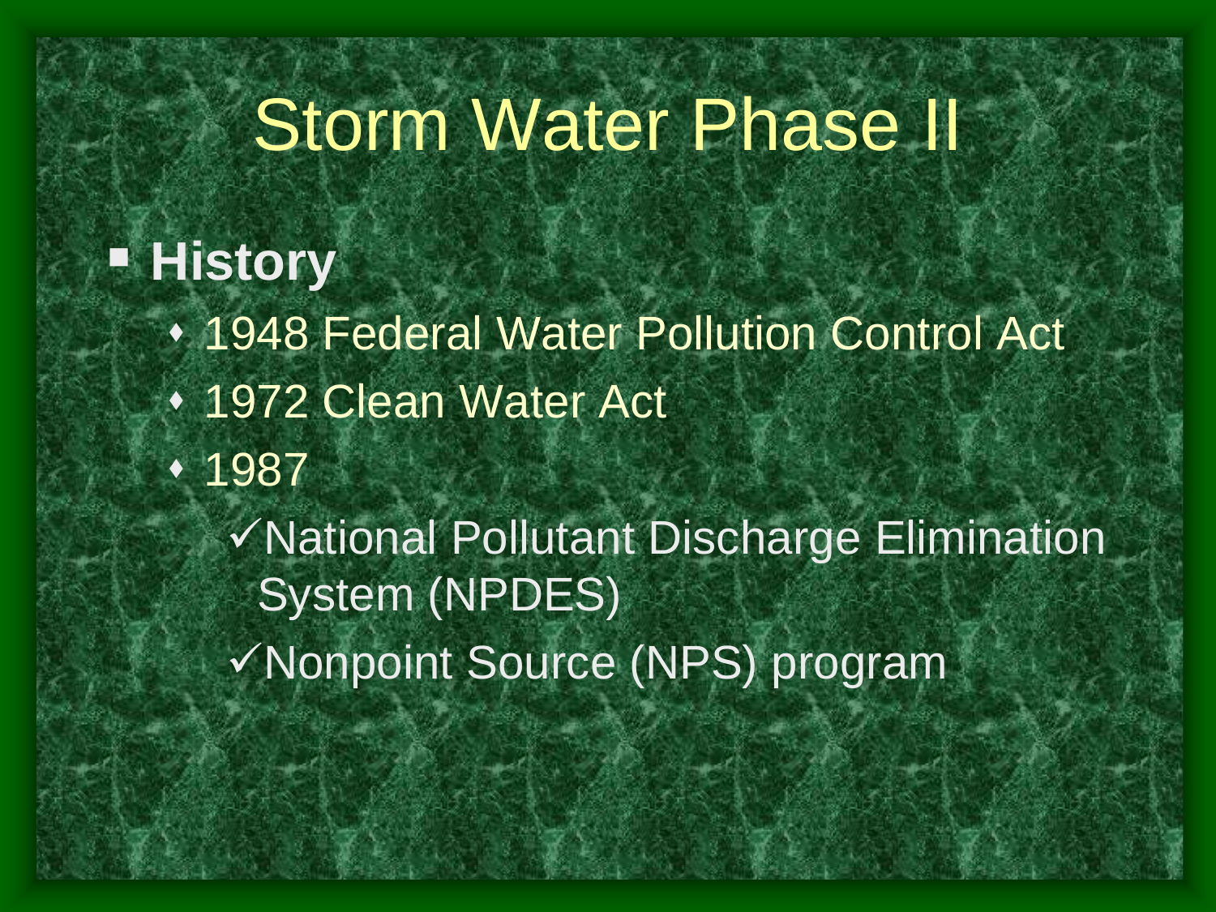# Storm Water Phase II

- **History**
  - 1948 Federal Water Pollution Control Act
  - 1972 Clean Water Act
  - 1987
    - ✓National Pollutant Discharge Elimination System (NPDES)
    - ✓Nonpoint Source (NPS) program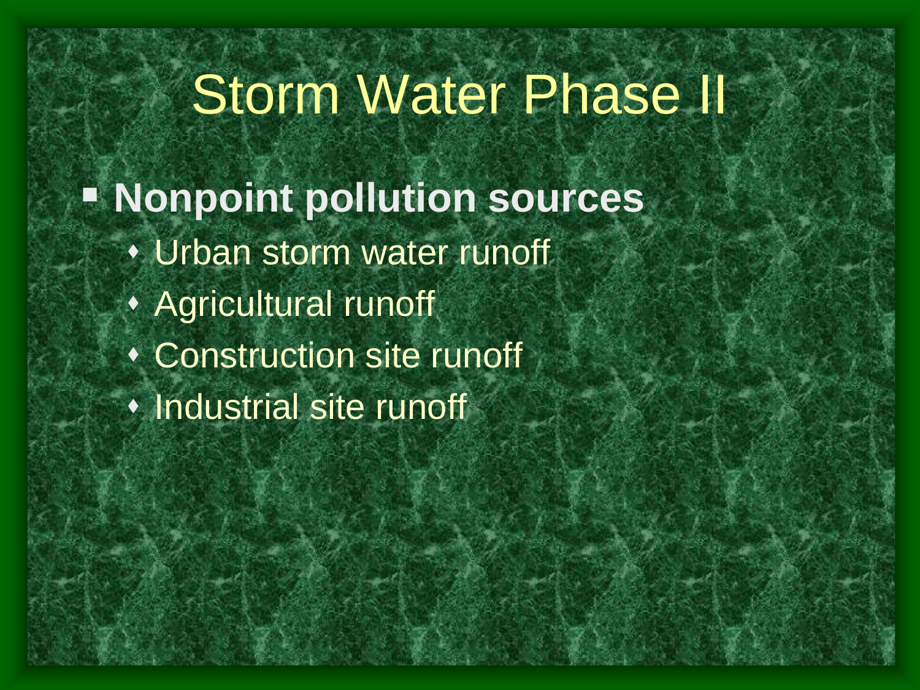# Storm Water Phase II

- **Nonpoint pollution sources**
  - Urban storm water runoff
  - Agricultural runoff
  - Construction site runoff
  - Industrial site runoff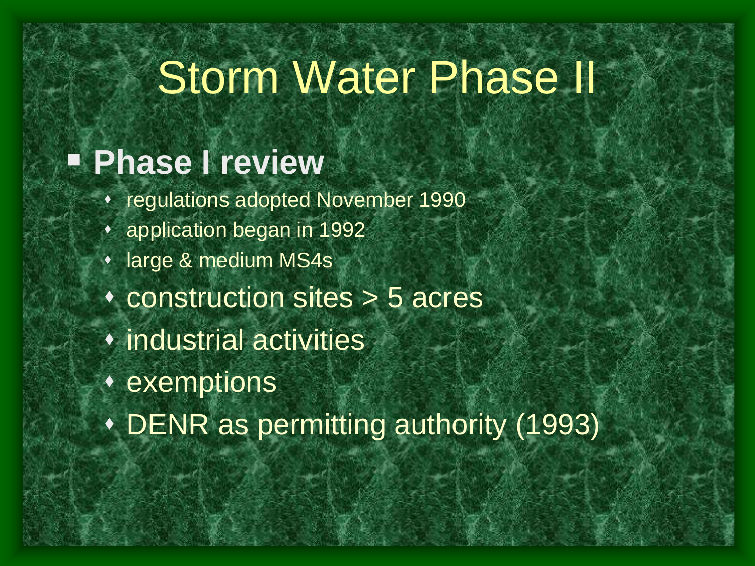# Storm Water Phase II

- **Phase I review**
  - regulations adopted November 1990
  - application began in 1992
  - large & medium MS4s
  - construction sites > 5 acres
  - industrial activities
  - exemptions
  - DENR as permitting authority (1993)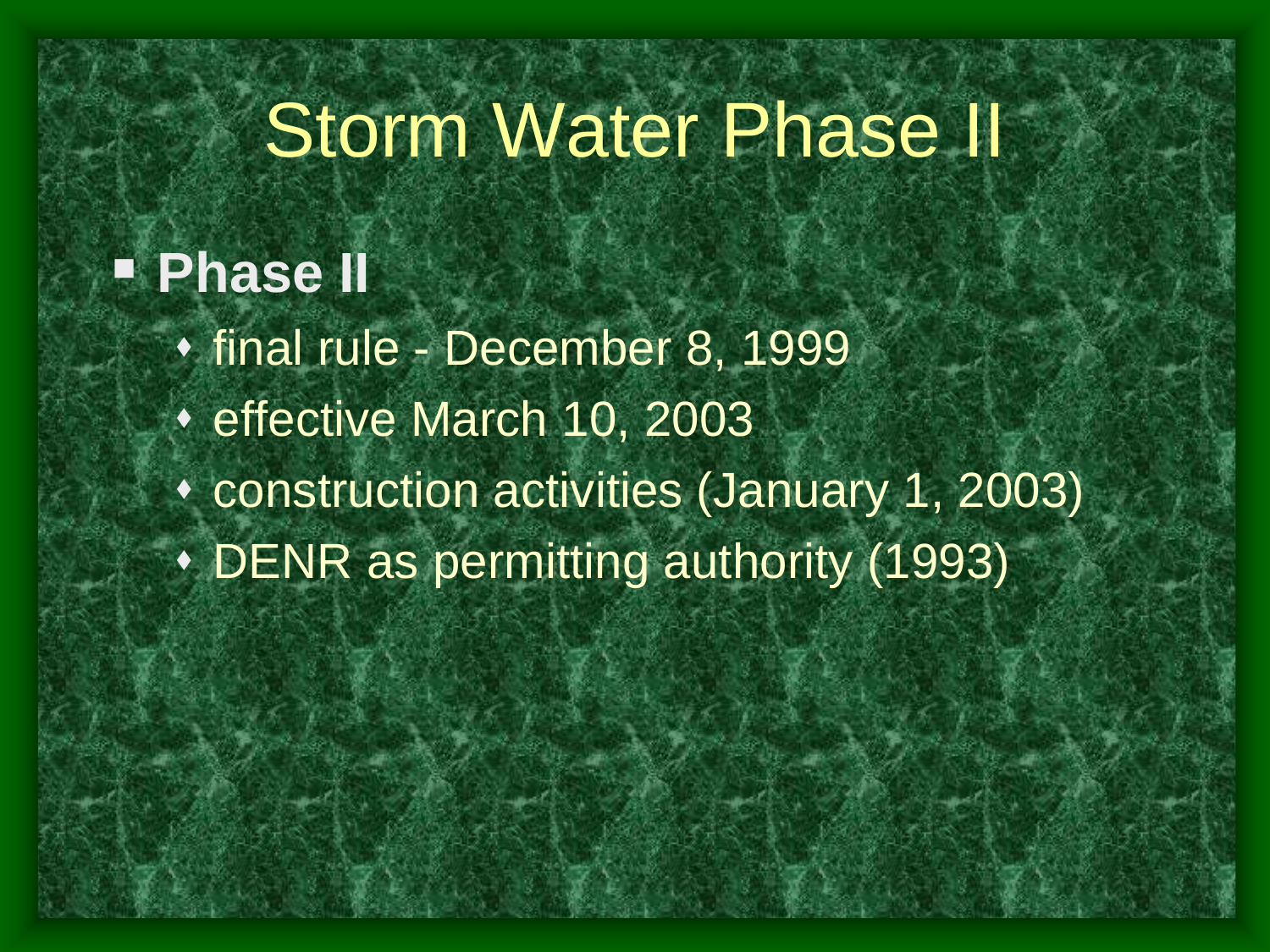# Storm Water Phase II

- **Phase II**
  - final rule - December 8, 1999
  - effective March 10, 2003
  - construction activities (January 1, 2003)
  - DENR as permitting authority (1993)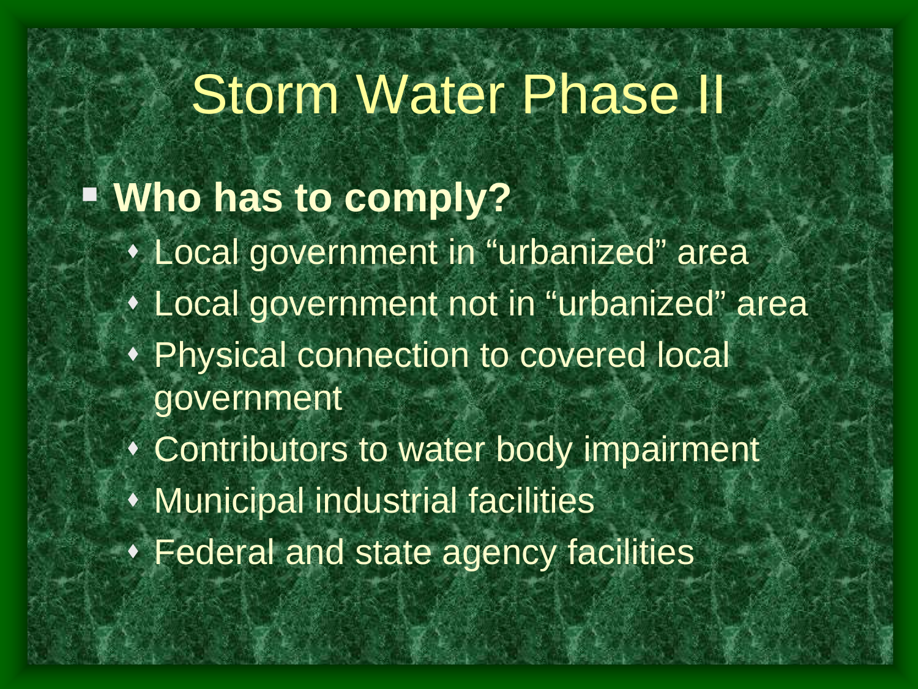# Storm Water Phase II

- **Who has to comply?**
  - Local government in “urbanized” area
  - Local government not in “urbanized” area
  - Physical connection to covered local government
  - Contributors to water body impairment
  - Municipal industrial facilities
  - Federal and state agency facilities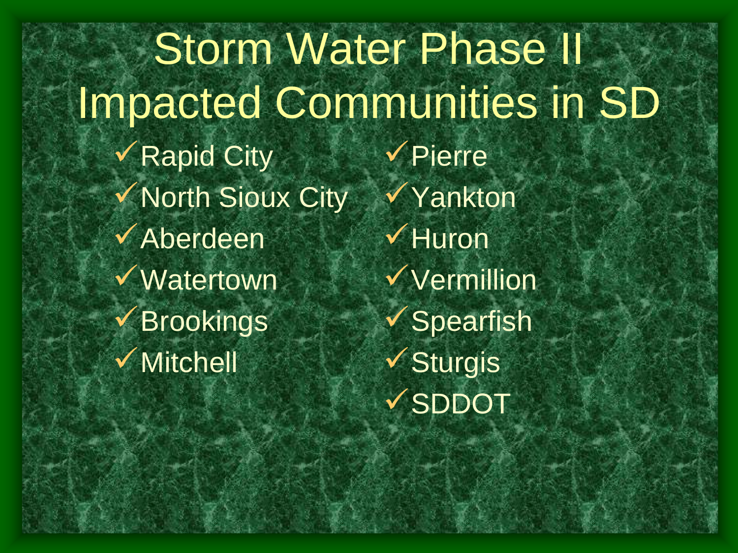# Storm Water Phase II Impacted Communities in SD

- ✓ Rapid City
- ✓ North Sioux City
- ✓ Aberdeen
- ✓ Watertown
- ✓ Brookings
- ✓ Mitchell
- ✓ Pierre
- ✓ Yankton
- ✓ Huron
- ✓ Vermillion
- ✓ Spearfish
- ✓ Sturgis
- ✓ SDDOT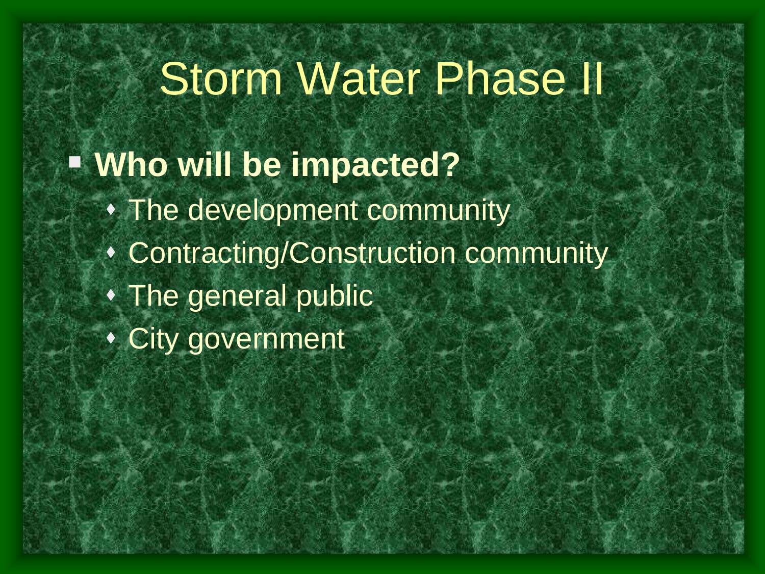# Storm Water Phase II

- **Who will be impacted?**
  - The development community
  - Contracting/Construction community
  - The general public
  - City government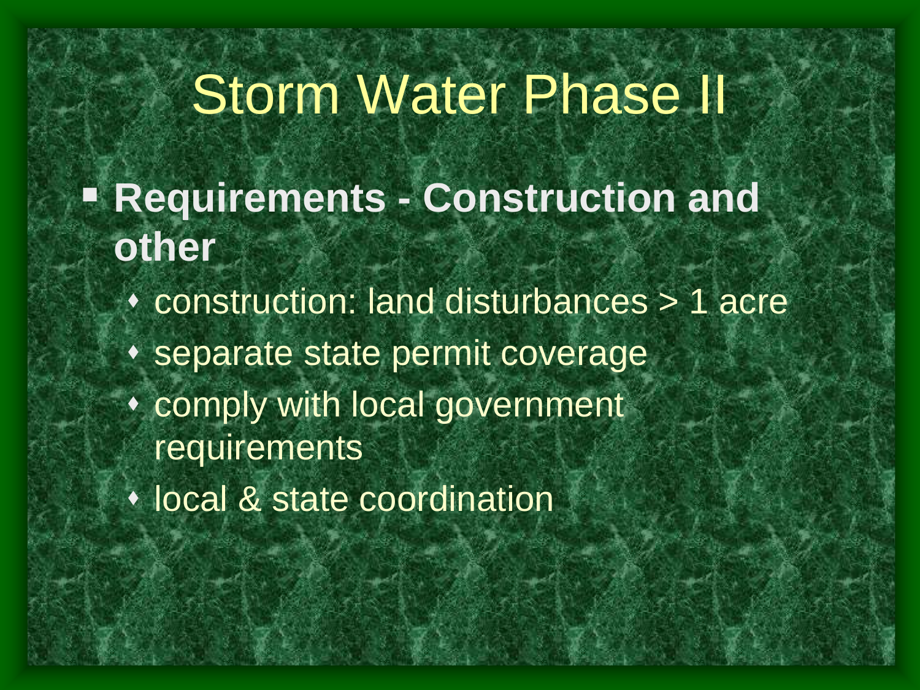# Storm Water Phase II

- **Requirements - Construction and other**
  - construction: land disturbances > 1 acre
  - separate state permit coverage
  - comply with local government requirements
  - local & state coordination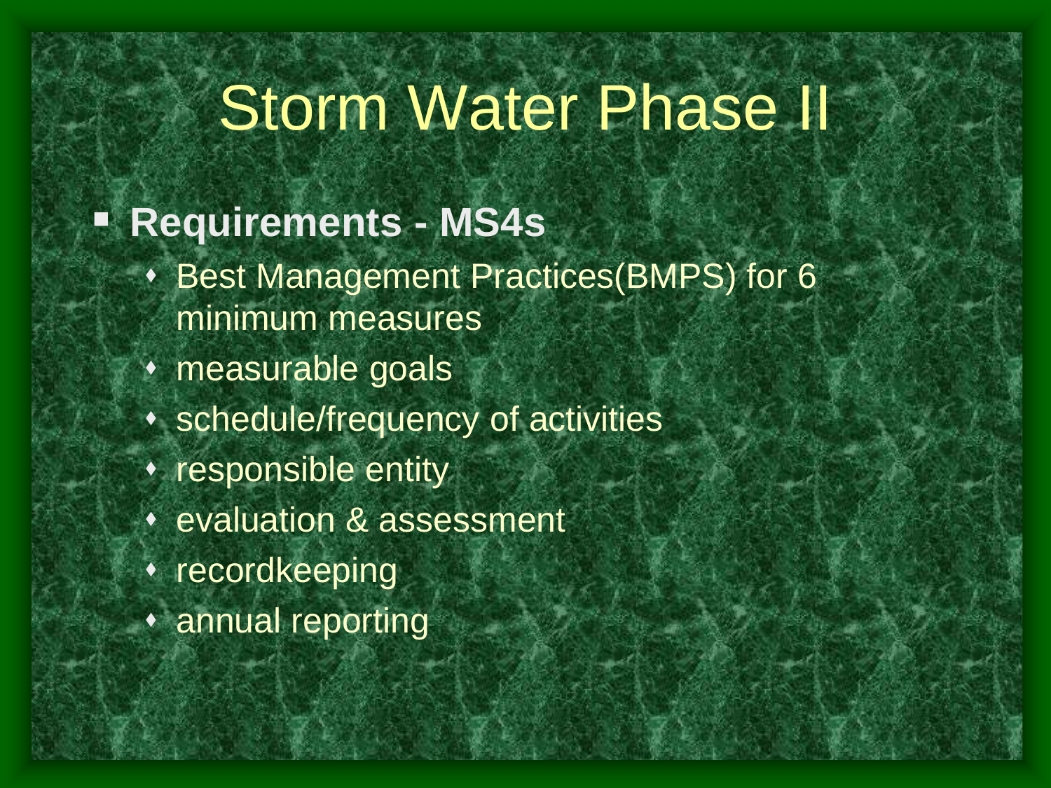# Storm Water Phase II

- **Requirements - MS4s**
  - Best Management Practices(BMPS) for 6 minimum measures
  - measurable goals
  - schedule/frequency of activities
  - responsible entity
  - evaluation & assessment
  - recordkeeping
  - annual reporting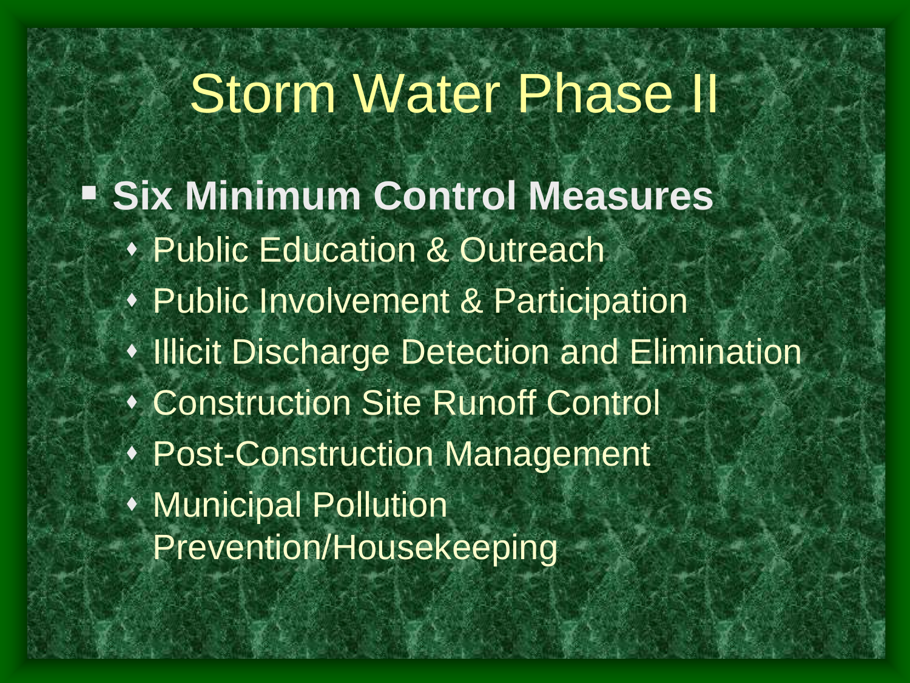# Storm Water Phase II

- **Six Minimum Control Measures**
  - Public Education & Outreach
  - Public Involvement & Participation
  - Illicit Discharge Detection and Elimination
  - Construction Site Runoff Control
  - Post-Construction Management
  - Municipal Pollution Prevention/Housekeeping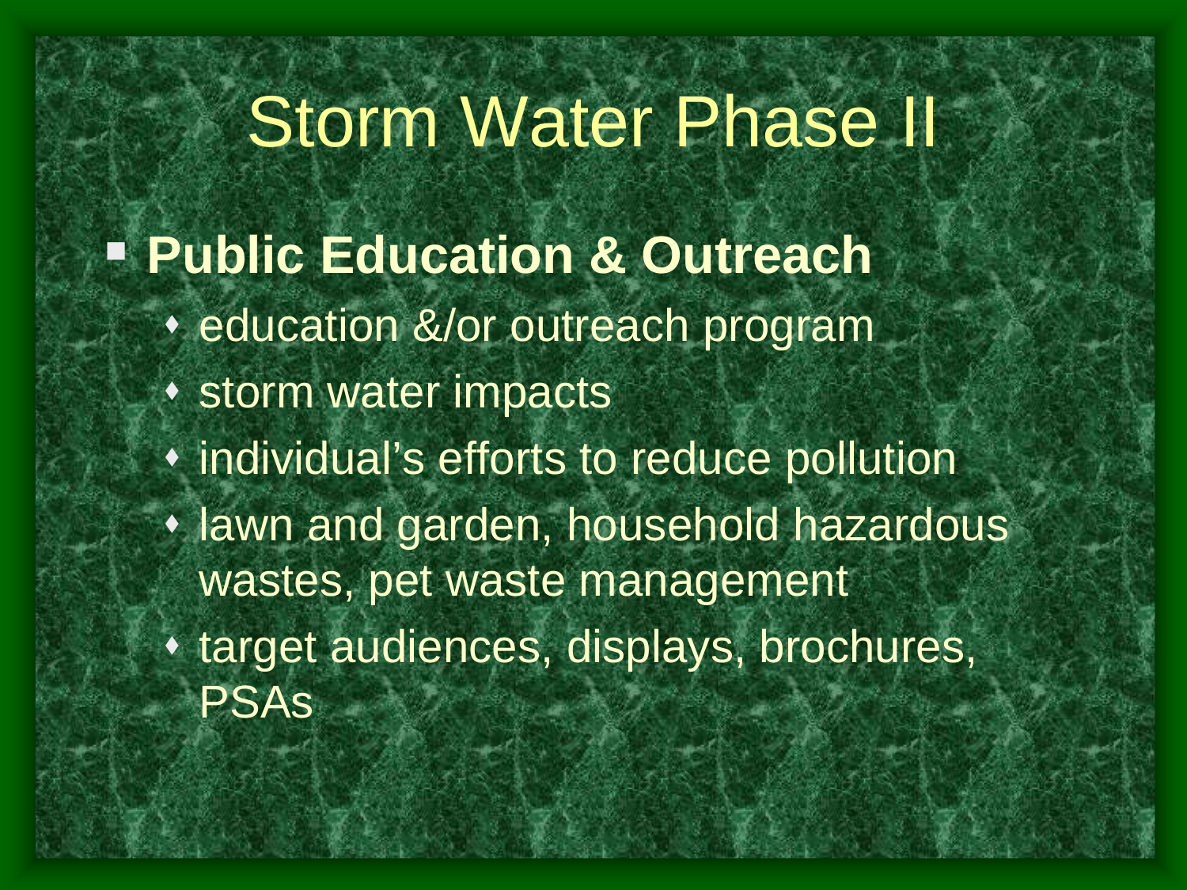# Storm Water Phase II

- **Public Education & Outreach**
  - education &/or outreach program
  - storm water impacts
  - individual's efforts to reduce pollution
  - lawn and garden, household hazardous wastes, pet waste management
  - target audiences, displays, brochures, PSAs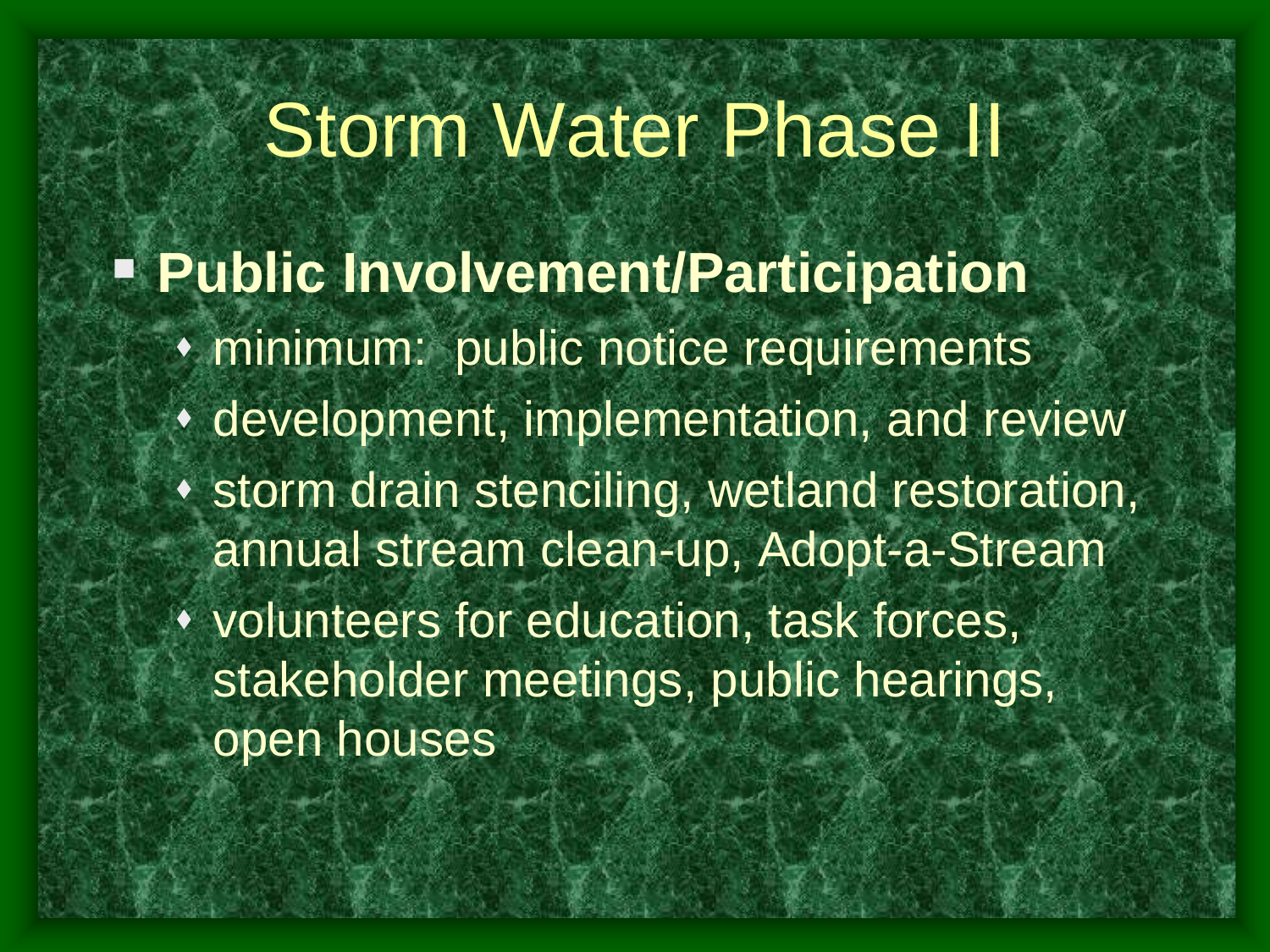# Storm Water Phase II

- **Public Involvement/Participation**
  - minimum:  public notice requirements
  - development, implementation, and review
  - storm drain stenciling, wetland restoration, annual stream clean-up, Adopt-a-Stream
  - volunteers for education, task forces, stakeholder meetings, public hearings, open houses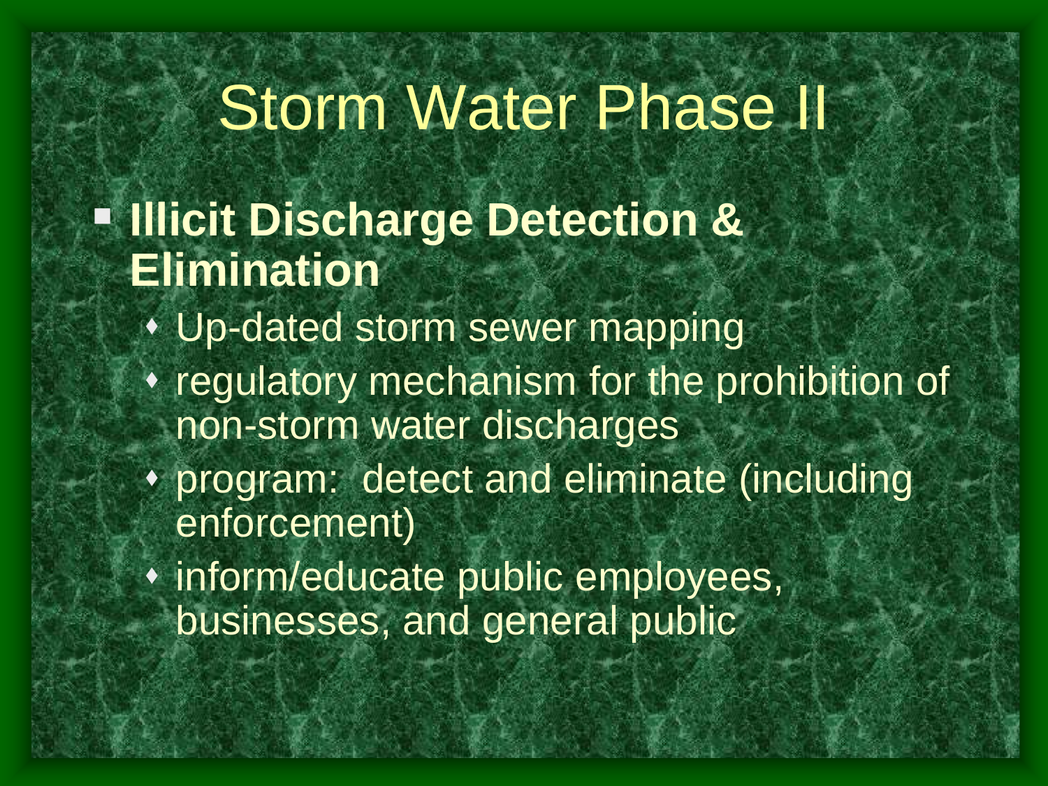# Storm Water Phase II

- **Illicit Discharge Detection & Elimination**
  - Up-dated storm sewer mapping
  - regulatory mechanism for the prohibition of non-storm water discharges
  - program:  detect and eliminate (including enforcement)
  - inform/educate public employees, businesses, and general public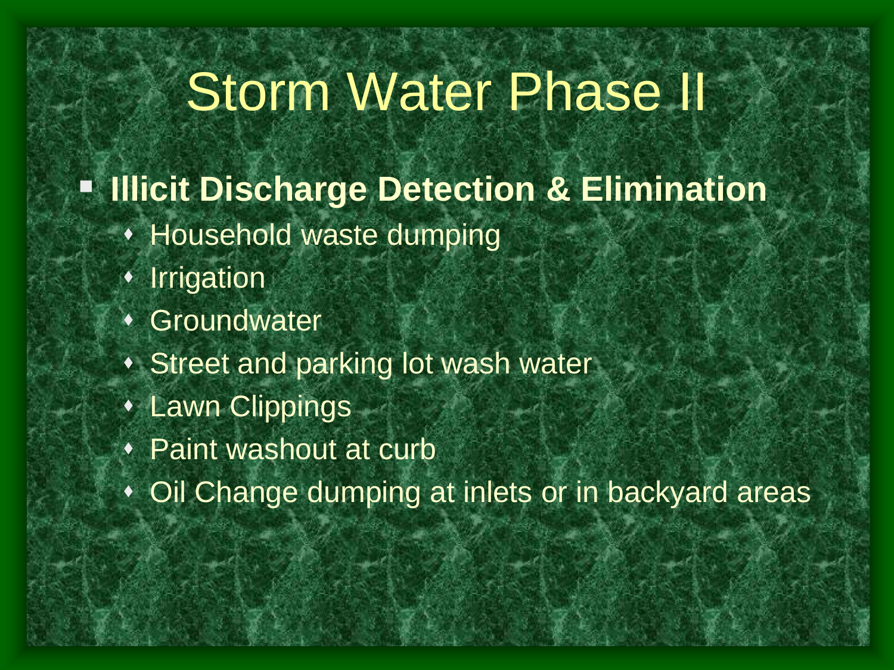# Storm Water Phase II

- **Illicit Discharge Detection & Elimination**
  - Household waste dumping
  - Irrigation
  - Groundwater
  - Street and parking lot wash water
  - Lawn Clippings
  - Paint washout at curb
  - Oil Change dumping at inlets or in backyard areas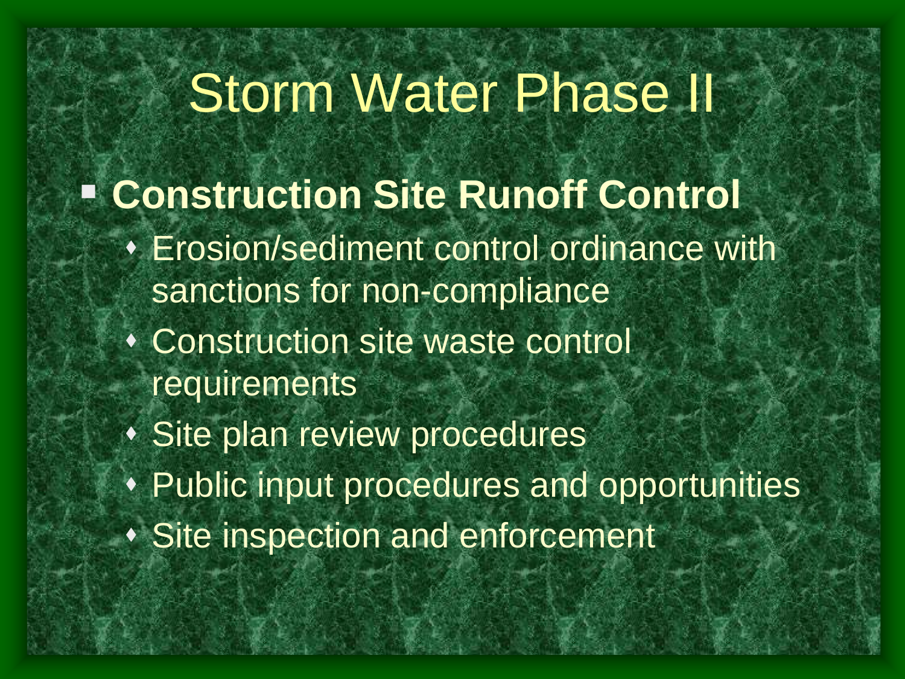# Storm Water Phase II

- **Construction Site Runoff Control**
  - Erosion/sediment control ordinance with sanctions for non-compliance
  - Construction site waste control requirements
  - Site plan review procedures
  - Public input procedures and opportunities
  - Site inspection and enforcement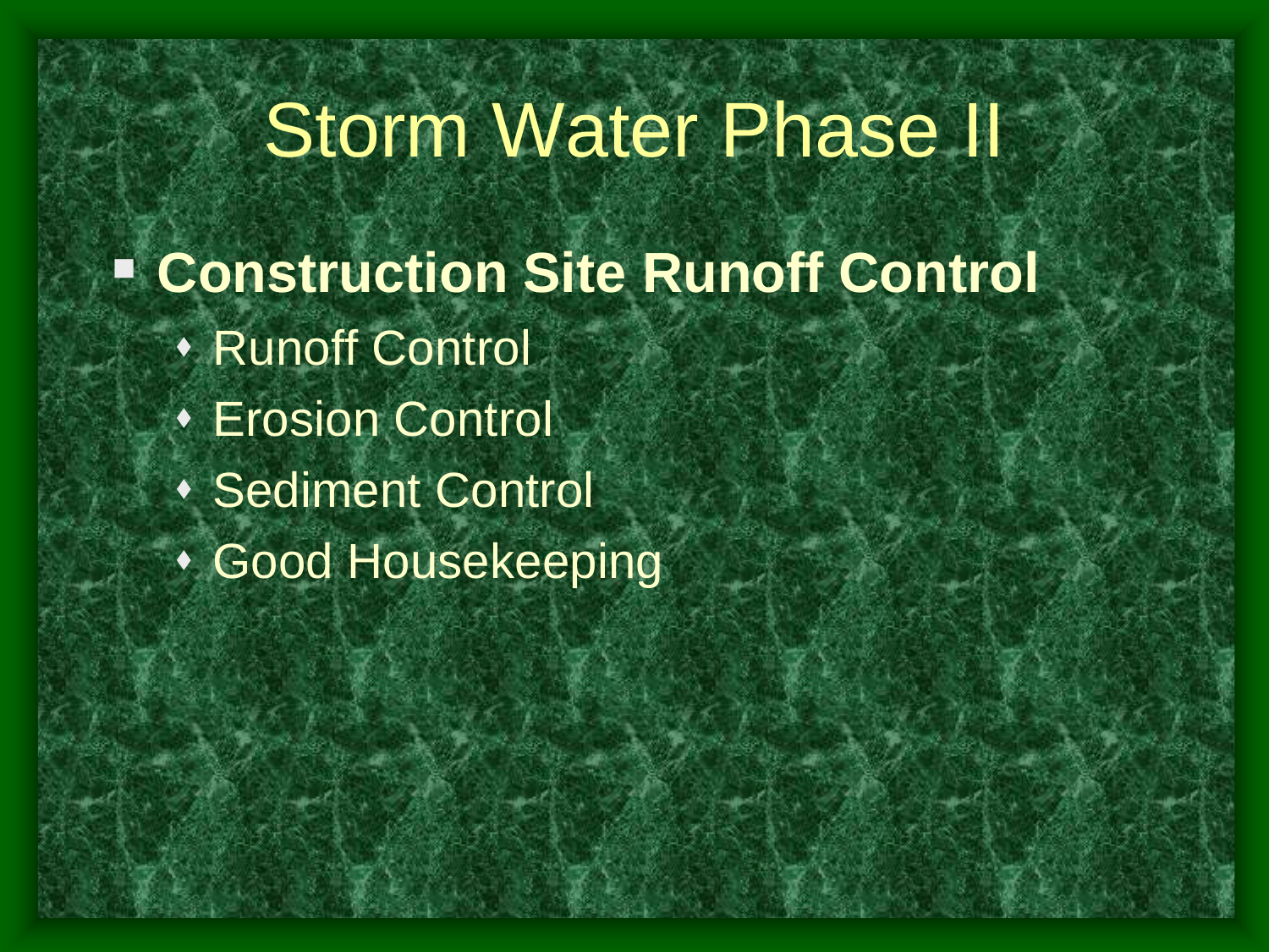# Storm Water Phase II

- **Construction Site Runoff Control**
  - Runoff Control
  - Erosion Control
  - Sediment Control
  - Good Housekeeping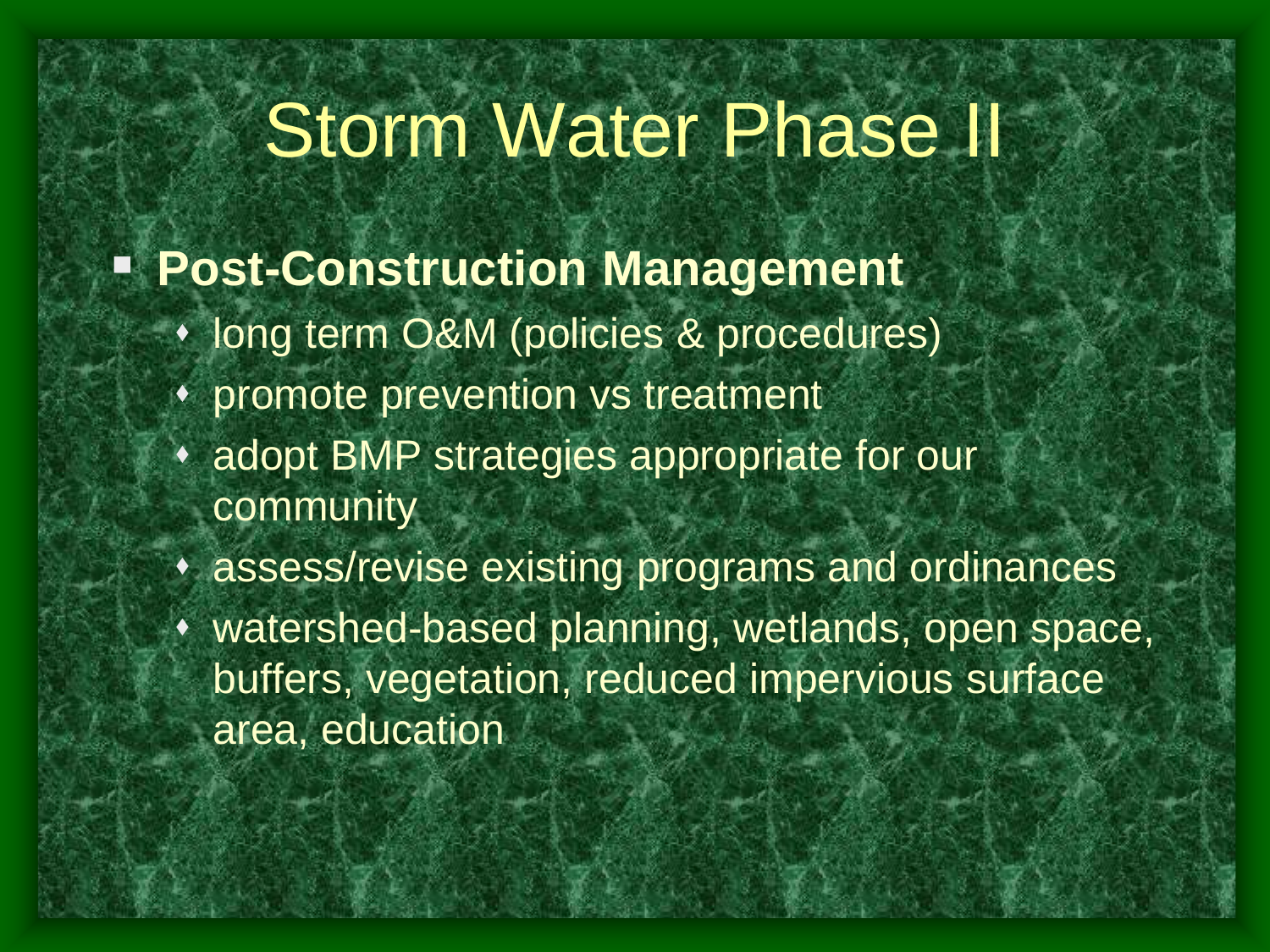# Storm Water Phase II

- **Post-Construction Management**
  - long term O&M (policies & procedures)
  - promote prevention vs treatment
  - adopt BMP strategies appropriate for our community
  - assess/revise existing programs and ordinances
  - watershed-based planning, wetlands, open space, buffers, vegetation, reduced impervious surface area, education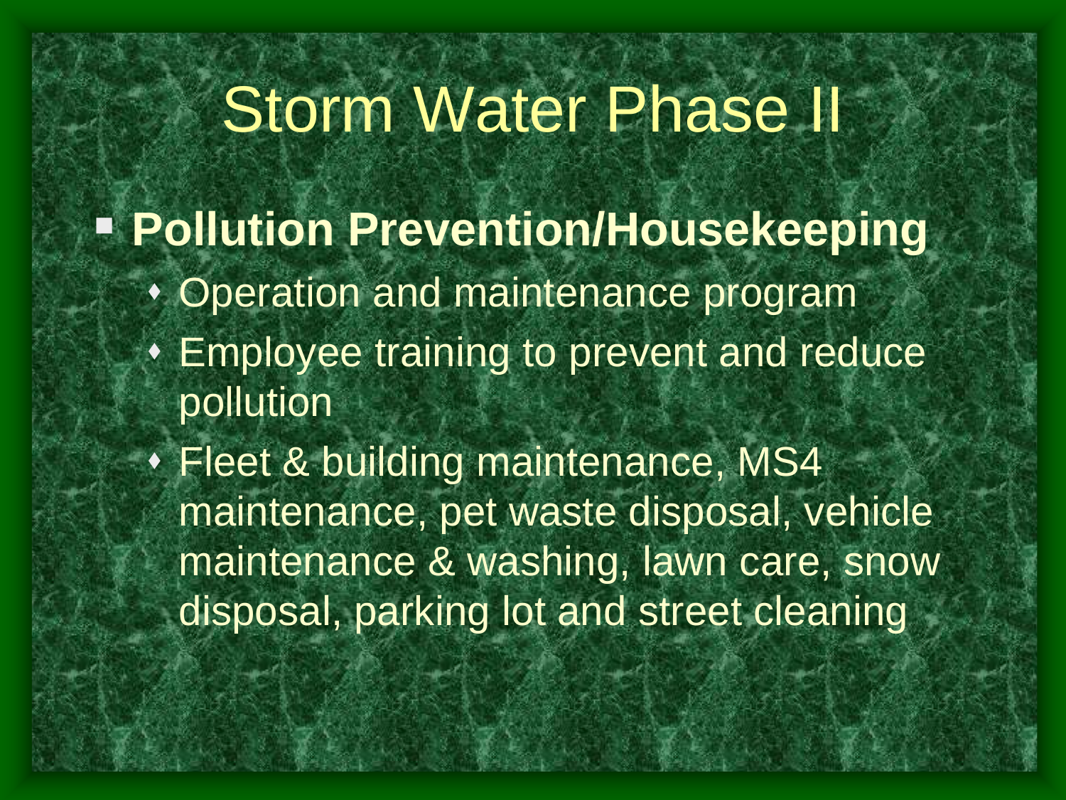# Storm Water Phase II

- **Pollution Prevention/Housekeeping**
  - Operation and maintenance program
  - Employee training to prevent and reduce pollution
  - Fleet & building maintenance, MS4 maintenance, pet waste disposal, vehicle maintenance & washing, lawn care, snow disposal, parking lot and street cleaning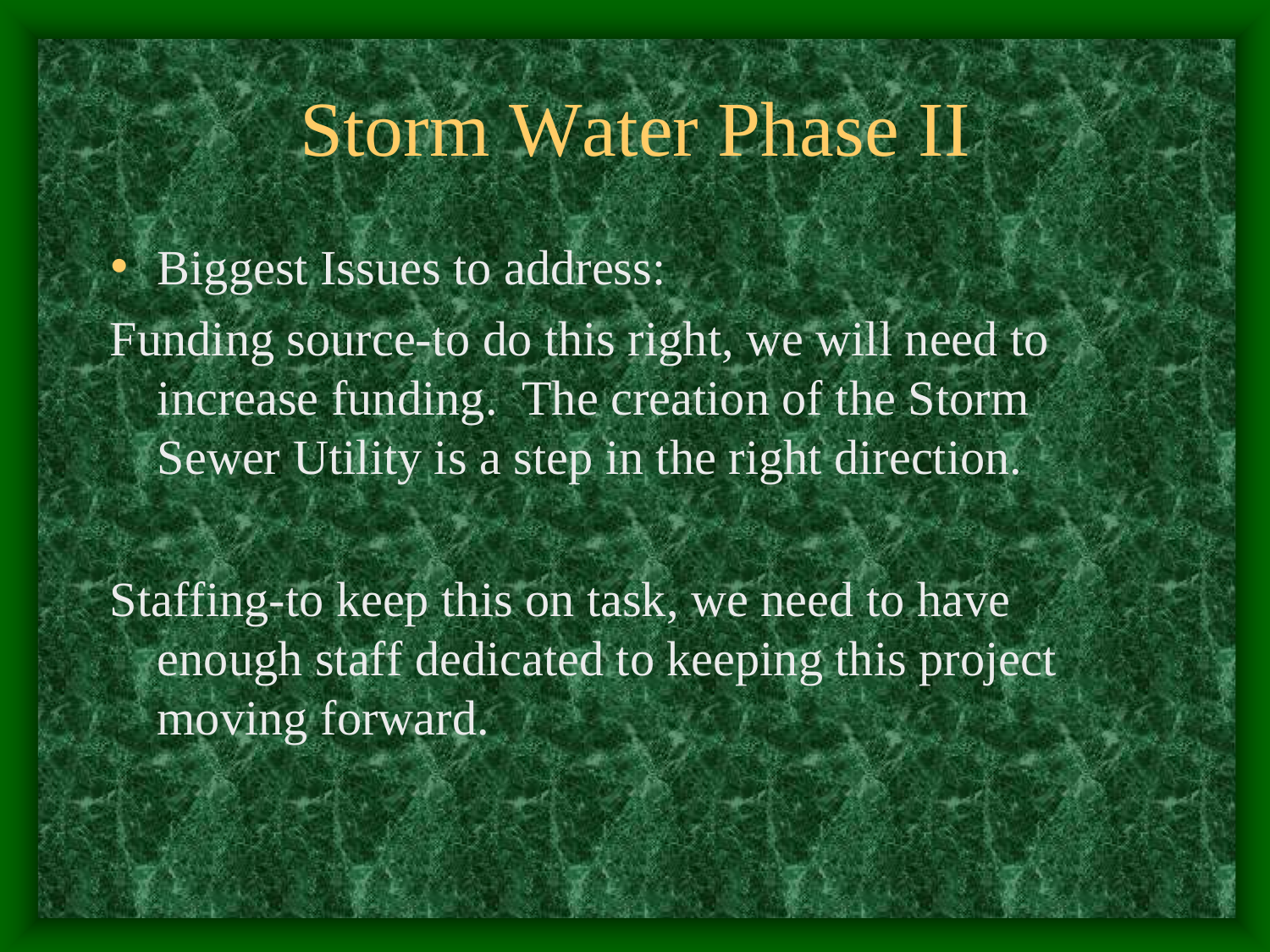# Storm Water Phase II

- Biggest Issues to address:

Funding source-to do this right, we will need to increase funding. The creation of the Storm Sewer Utility is a step in the right direction.

Staffing-to keep this on task, we need to have enough staff dedicated to keeping this project moving forward.